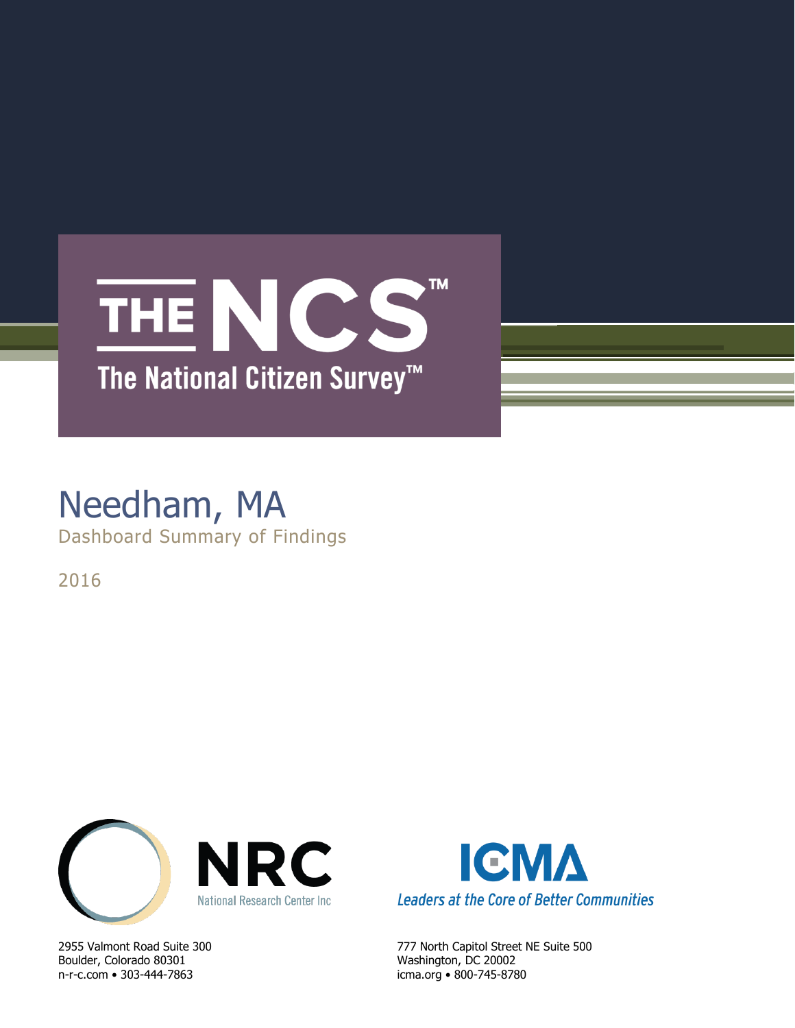# THE NCS™

## The National Citizen Survey™

# Needham, MA

Dashboard Summary of Findings

2016

**NRC**
National Research Center Inc

2955 Valmont Road Suite 300
Boulder, Colorado 80301
n-r-c.com • 303-444-7863

**ICMA**
*Leaders at the Core of Better Communities*

777 North Capitol Street NE Suite 500
Washington, DC 20002
icma.org • 800-745-8780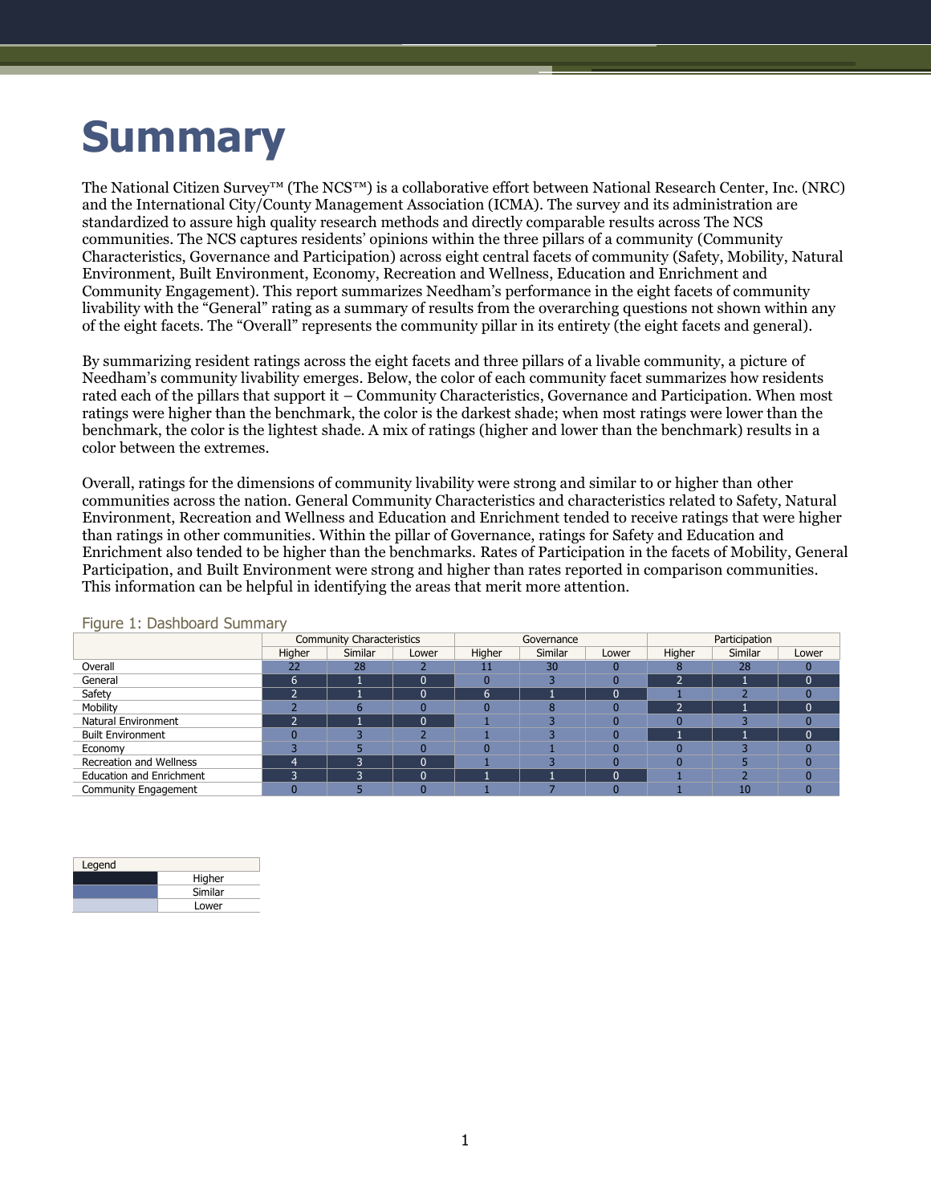# Summary

The National Citizen Survey™ (The NCS™) is a collaborative effort between National Research Center, Inc. (NRC) and the International City/County Management Association (ICMA). The survey and its administration are standardized to assure high quality research methods and directly comparable results across The NCS communities. The NCS captures residents' opinions within the three pillars of a community (Community Characteristics, Governance and Participation) across eight central facets of community (Safety, Mobility, Natural Environment, Built Environment, Economy, Recreation and Wellness, Education and Enrichment and Community Engagement). This report summarizes Needham's performance in the eight facets of community livability with the "General" rating as a summary of results from the overarching questions not shown within any of the eight facets. The "Overall" represents the community pillar in its entirety (the eight facets and general).

By summarizing resident ratings across the eight facets and three pillars of a livable community, a picture of Needham's community livability emerges. Below, the color of each community facet summarizes how residents rated each of the pillars that support it – Community Characteristics, Governance and Participation. When most ratings were higher than the benchmark, the color is the darkest shade; when most ratings were lower than the benchmark, the color is the lightest shade. A mix of ratings (higher and lower than the benchmark) results in a color between the extremes.

Overall, ratings for the dimensions of community livability were strong and similar to or higher than other communities across the nation. General Community Characteristics and characteristics related to Safety, Natural Environment, Economy, Recreation and Wellness and Education and Enrichment tended to receive ratings that were higher than ratings in other communities. Within the pillar of Governance, ratings for Safety and Education and Enrichment also tended to be higher than the benchmarks. Rates of Participation in the facets of Mobility, General Participation, and Built Environment were strong and higher than rates reported in comparison communities. This information can be helpful in identifying the areas that merit more attention.

Figure 1: Dashboard Summary

| | Community Characteristics | | | Governance | | | Participation | | |
|---|---|---|---|---|---|---|---|---|---|
| | Higher | Similar | Lower | Higher | Similar | Lower | Higher | Similar | Lower |
| Overall | 22 | 28 | 2 | 11 | 30 | 0 | 8 | 28 | 0 |
| General | 6 | 1 | 0 | 0 | 3 | 0 | 2 | 1 | 0 |
| Safety | 2 | 1 | 0 | 6 | 1 | 0 | 1 | 2 | 0 |
| Mobility | 2 | 6 | 0 | 0 | 8 | 0 | 2 | 1 | 0 |
| Natural Environment | 2 | 1 | 0 | 1 | 3 | 0 | 0 | 3 | 0 |
| Built Environment | 0 | 3 | 2 | 1 | 3 | 0 | 1 | 1 | 0 |
| Economy | 3 | 5 | 0 | 0 | 1 | 0 | 0 | 3 | 0 |
| Recreation and Wellness | 4 | 3 | 0 | 1 | 3 | 0 | 0 | 5 | 0 |
| Education and Enrichment | 3 | 3 | 0 | 1 | 1 | 0 | 1 | 2 | 0 |
| Community Engagement | 0 | 5 | 0 | 1 | 7 | 0 | 1 | 10 | 0 |

| Legend | |
|---|---|
| | Higher |
| | Similar |
| | Lower |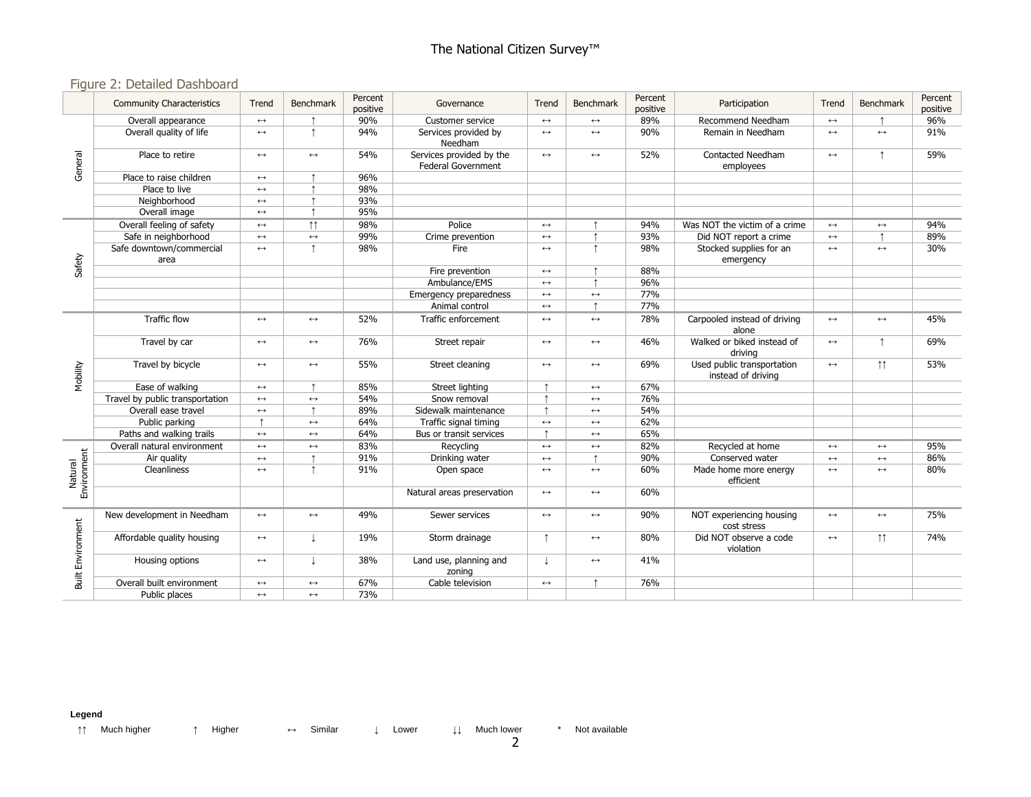## Figure 2: Detailed Dashboard

| | Community Characteristics | Trend | Benchmark | Percent positive | Governance | Trend | Benchmark | Percent positive | Participation | Trend | Benchmark | Percent positive |
|---|---|---|---|---|---|---|---|---|---|---|---|---|
| General | Overall appearance | ↔ | ↑ | 90% | Customer service | ↔ | ↔ | 89% | Recommend Needham | ↔ | ↑ | 96% |
| | Overall quality of life | ↔ | ↑ | 94% | Services provided by Needham | ↔ | ↔ | 90% | Remain in Needham | ↔ | ↔ | 91% |
| | Place to retire | ↔ | ↔ | 54% | Services provided by the Federal Government | ↔ | ↔ | 52% | Contacted Needham employees | ↔ | ↑ | 59% |
| | Place to raise children | ↔ | ↑ | 96% | | | | | | | | |
| | Place to live | ↔ | ↑ | 98% | | | | | | | | |
| | Neighborhood | ↔ | ↑ | 93% | | | | | | | | |
| | Overall image | ↔ | ↑ | 95% | | | | | | | | |
| Safety | Overall feeling of safety | ↔ | ↑↑ | 98% | Police | ↔ | ↑ | 94% | Was NOT the victim of a crime | ↔ | ↔ | 94% |
| | Safe in neighborhood | ↔ | ↔ | 99% | Crime prevention | ↔ | ↑ | 93% | Did NOT report a crime | ↔ | ↑ | 89% |
| | Safe downtown/commercial area | ↔ | ↑ | 98% | Fire | ↔ | ↑ | 98% | Stocked supplies for an emergency | ↔ | ↔ | 30% |
| | | | | | Fire prevention | ↔ | ↑ | 88% | | | | |
| | | | | | Ambulance/EMS | ↔ | ↑ | 96% | | | | |
| | | | | | Emergency preparedness | ↔ | ↔ | 77% | | | | |
| | | | | | Animal control | ↔ | ↑ | 77% | | | | |
| Mobility | Traffic flow | ↔ | ↔ | 52% | Traffic enforcement | ↔ | ↔ | 78% | Carpooled instead of driving alone | ↔ | ↔ | 45% |
| | Travel by car | ↔ | ↔ | 76% | Street repair | ↔ | ↔ | 46% | Walked or biked instead of driving | ↔ | ↑ | 69% |
| | Travel by bicycle | ↔ | ↔ | 55% | Street cleaning | ↔ | ↔ | 69% | Used public transportation instead of driving | ↔ | ↑↑ | 53% |
| | Ease of walking | ↔ | ↑ | 85% | Street lighting | ↑ | ↔ | 67% | | | | |
| | Travel by public transportation | ↔ | ↔ | 54% | Snow removal | ↑ | ↔ | 76% | | | | |
| | Overall ease travel | ↔ | ↑ | 89% | Sidewalk maintenance | ↑ | ↔ | 54% | | | | |
| | Public parking | ↑ | ↔ | 64% | Traffic signal timing | ↔ | ↔ | 62% | | | | |
| | Paths and walking trails | ↔ | ↔ | 64% | Bus or transit services | ↑ | ↔ | 65% | | | | |
| Natural Environment | Overall natural environment | ↔ | ↔ | 83% | Recycling | ↔ | ↔ | 82% | Recycled at home | ↔ | ↔ | 95% |
| | Air quality | ↔ | ↑ | 91% | Drinking water | ↔ | ↑ | 90% | Conserved water | ↔ | ↔ | 86% |
| | Cleanliness | ↔ | ↑ | 91% | Open space | ↔ | ↔ | 60% | Made home more energy efficient | ↔ | ↔ | 80% |
| | | | | | Natural areas preservation | ↔ | ↔ | 60% | | | | |
| Built Environment | New development in Needham | ↔ | ↔ | 49% | Sewer services | ↔ | ↔ | 90% | NOT experiencing housing cost stress | ↔ | ↔ | 75% |
| | Affordable quality housing | ↔ | ↓ | 19% | Storm drainage | ↑ | ↔ | 80% | Did NOT observe a code violation | ↔ | ↑↑ | 74% |
| | Housing options | ↔ | ↓ | 38% | Land use, planning and zoning | ↓ | ↔ | 41% | | | | |
| | Overall built environment | ↔ | ↔ | 67% | Cable television | ↔ | ↑ | 76% | | | | |
| | Public places | ↔ | ↔ | 73% | | | | | | | | |

**Legend**

↑↑ Much higher   ↑ Higher   ↔ Similar   ↓ Lower   ↓↓ Much lower   * Not available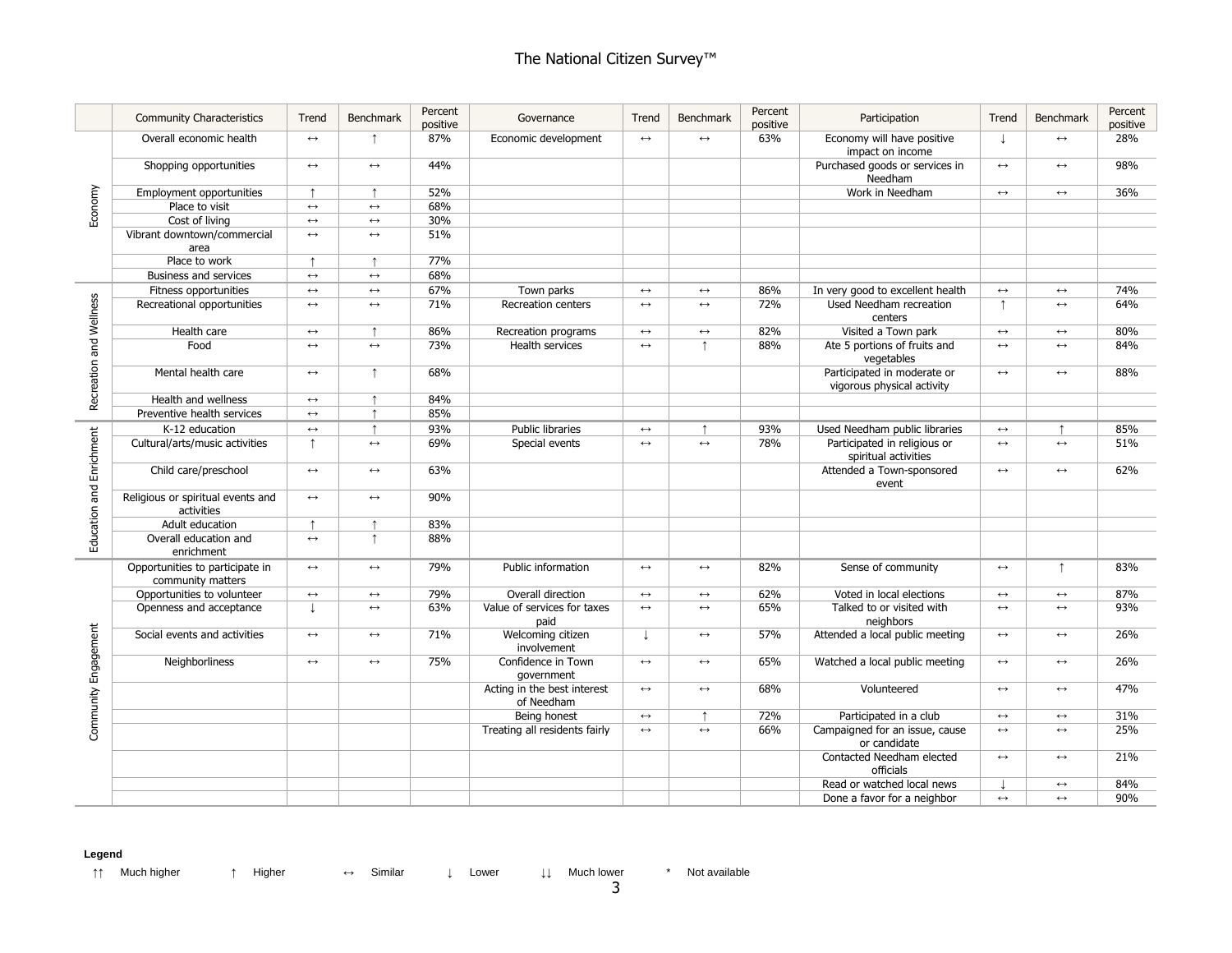# The National Citizen Survey™

| | Community Characteristics | Trend | Benchmark | Percent positive | Governance | Trend | Benchmark | Percent positive | Participation | Trend | Benchmark | Percent positive |
|---|---|---|---|---|---|---|---|---|---|---|---|---|
| Economy | Overall economic health | ↔ | ↑ | 87% | Economic development | ↔ | ↔ | 63% | Economy will have positive impact on income | ↓ | ↔ | 28% |
| | Shopping opportunities | ↔ | ↔ | 44% | | | | | Purchased goods or services in Needham | ↔ | ↔ | 98% |
| | Employment opportunities | ↑ | ↑ | 52% | | | | | Work in Needham | ↔ | ↔ | 36% |
| | Place to visit | ↔ | ↔ | 68% | | | | | | | | |
| | Cost of living | ↔ | ↔ | 30% | | | | | | | | |
| | Vibrant downtown/commercial area | ↔ | ↔ | 51% | | | | | | | | |
| | Place to work | ↑ | ↑ | 77% | | | | | | | | |
| | Business and services | ↔ | ↔ | 68% | | | | | | | | |
| Recreation and Wellness | Fitness opportunities | ↔ | ↔ | 67% | Town parks | ↔ | ↔ | 86% | In very good to excellent health | ↔ | ↔ | 74% |
| | Recreational opportunities | ↔ | ↔ | 71% | Recreation centers | ↔ | ↔ | 72% | Used Needham recreation centers | ↑ | ↔ | 64% |
| | Health care | ↔ | ↑ | 86% | Recreation programs | ↔ | ↔ | 82% | Visited a Town park | ↔ | ↔ | 80% |
| | Food | ↔ | ↔ | 73% | Health services | ↔ | ↑ | 88% | Ate 5 portions of fruits and vegetables | ↔ | ↔ | 84% |
| | Mental health care | ↔ | ↑ | 68% | | | | | Participated in moderate or vigorous physical activity | ↔ | ↔ | 88% |
| | Health and wellness | ↔ | ↑ | 84% | | | | | | | | |
| | Preventive health services | ↔ | ↑ | 85% | | | | | | | | |
| Education and Enrichment | K-12 education | ↔ | ↑ | 93% | Public libraries | ↔ | ↑ | 93% | Used Needham public libraries | ↔ | ↑ | 85% |
| | Cultural/arts/music activities | ↑ | ↔ | 69% | Special events | ↔ | ↔ | 78% | Participated in religious or spiritual activities | ↔ | ↔ | 51% |
| | Child care/preschool | ↔ | ↔ | 63% | | | | | Attended a Town-sponsored event | ↔ | ↔ | 62% |
| | Religious or spiritual events and activities | ↔ | ↔ | 90% | | | | | | | | |
| | Adult education | ↑ | ↑ | 83% | | | | | | | | |
| | Overall education and enrichment | ↔ | ↑ | 88% | | | | | | | | |
| Community Engagement | Opportunities to participate in community matters | ↔ | ↔ | 79% | Public information | ↔ | ↔ | 82% | Sense of community | ↔ | ↑ | 83% |
| | Opportunities to volunteer | ↔ | ↔ | 79% | Overall direction | ↔ | ↔ | 62% | Voted in local elections | ↔ | ↔ | 87% |
| | Openness and acceptance | ↓ | ↔ | 63% | Value of services for taxes paid | ↔ | ↔ | 65% | Talked to or visited with neighbors | ↔ | ↔ | 93% |
| | Social events and activities | ↔ | ↔ | 71% | Welcoming citizen involvement | ↓ | ↔ | 57% | Attended a local public meeting | ↔ | ↔ | 26% |
| | Neighborliness | ↔ | ↔ | 75% | Confidence in Town government | ↔ | ↔ | 65% | Watched a local public meeting | ↔ | ↔ | 26% |
| | | | | | Acting in the best interest of Needham | ↔ | ↔ | 68% | Volunteered | ↔ | ↔ | 47% |
| | | | | | Being honest | ↔ | ↑ | 72% | Participated in a club | ↔ | ↔ | 31% |
| | | | | | Treating all residents fairly | ↔ | ↔ | 66% | Campaigned for an issue, cause or candidate | ↔ | ↔ | 25% |
| | | | | | | | | | Contacted Needham elected officials | ↔ | ↔ | 21% |
| | | | | | | | | | Read or watched local news | ↓ | ↔ | 84% |
| | | | | | | | | | Done a favor for a neighbor | ↔ | ↔ | 90% |

**Legend**

↑↑ Much higher ↑ Higher ↔ Similar ↓ Lower ↓↓ Much lower * Not available